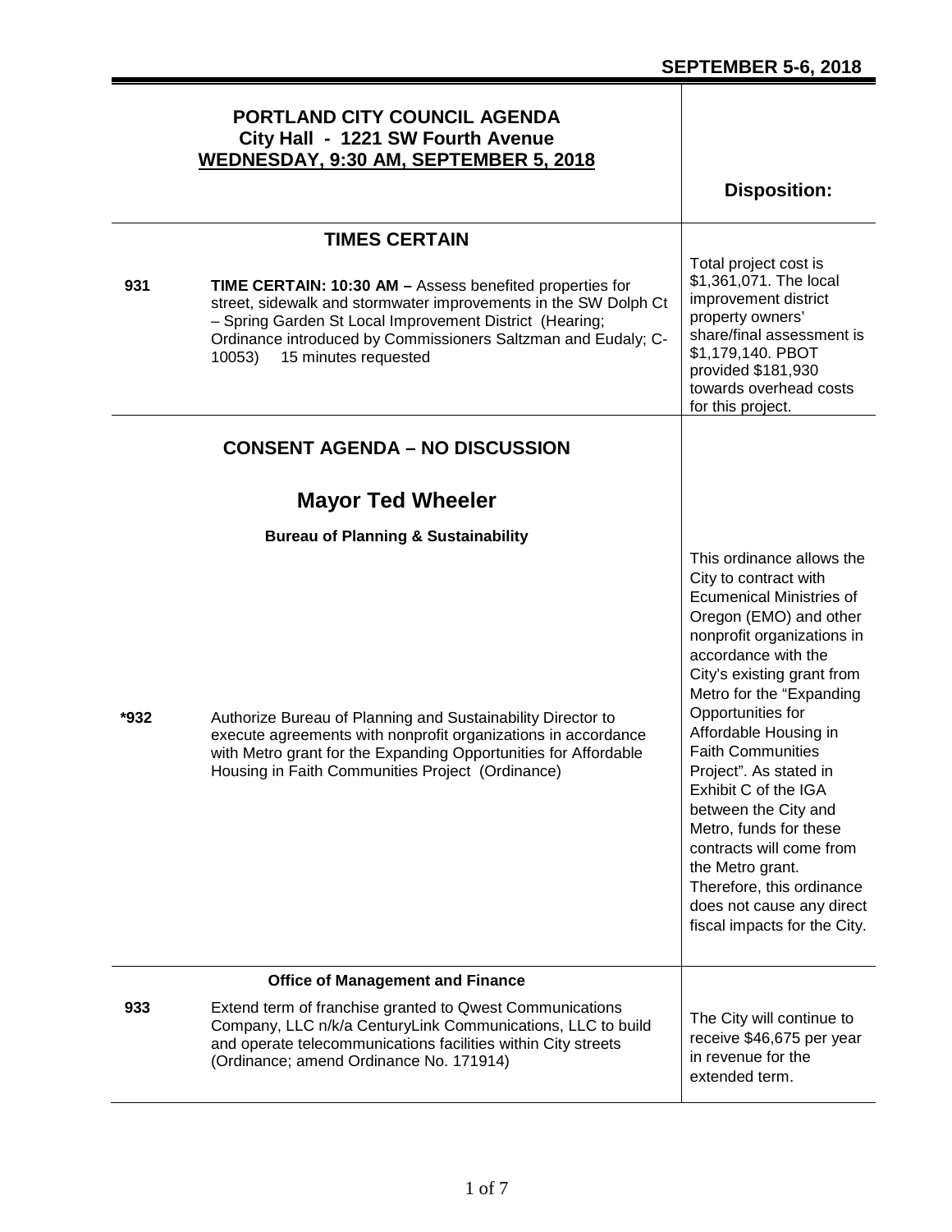**SEPTEMBER 5-6, 2018**

# PORTLAND CITY COUNCIL AGENDA
## City Hall - 1221 SW Fourth Avenue
## WEDNESDAY, 9:30 AM, SEPTEMBER 5, 2018

| | | Disposition: |
|---|---|---|
| | **TIMES CERTAIN** | |
| **931** | **TIME CERTAIN: 10:30 AM –** Assess benefited properties for street, sidewalk and stormwater improvements in the SW Dolph Ct – Spring Garden St Local Improvement District (Hearing; Ordinance introduced by Commissioners Saltzman and Eudaly; C-10053) 15 minutes requested | Total project cost is $1,361,071. The local improvement district property owners' share/final assessment is $1,179,140. PBOT provided $181,930 towards overhead costs for this project. |
| | **CONSENT AGENDA – NO DISCUSSION** | |
| | **Mayor Ted Wheeler** | |
| | **Bureau of Planning & Sustainability** | |
| **\*932** | Authorize Bureau of Planning and Sustainability Director to execute agreements with nonprofit organizations in accordance with Metro grant for the Expanding Opportunities for Affordable Housing in Faith Communities Project (Ordinance) | This ordinance allows the City to contract with Ecumenical Ministries of Oregon (EMO) and other nonprofit organizations in accordance with the City's existing grant from Metro for the "Expanding Opportunities for Affordable Housing in Faith Communities Project". As stated in Exhibit C of the IGA between the City and Metro, funds for these contracts will come from the Metro grant. Therefore, this ordinance does not cause any direct fiscal impacts for the City. |
| | **Office of Management and Finance** | |
| **933** | Extend term of franchise granted to Qwest Communications Company, LLC n/k/a CenturyLink Communications, LLC to build and operate telecommunications facilities within City streets (Ordinance; amend Ordinance No. 171914) | The City will continue to receive $46,675 per year in revenue for the extended term. |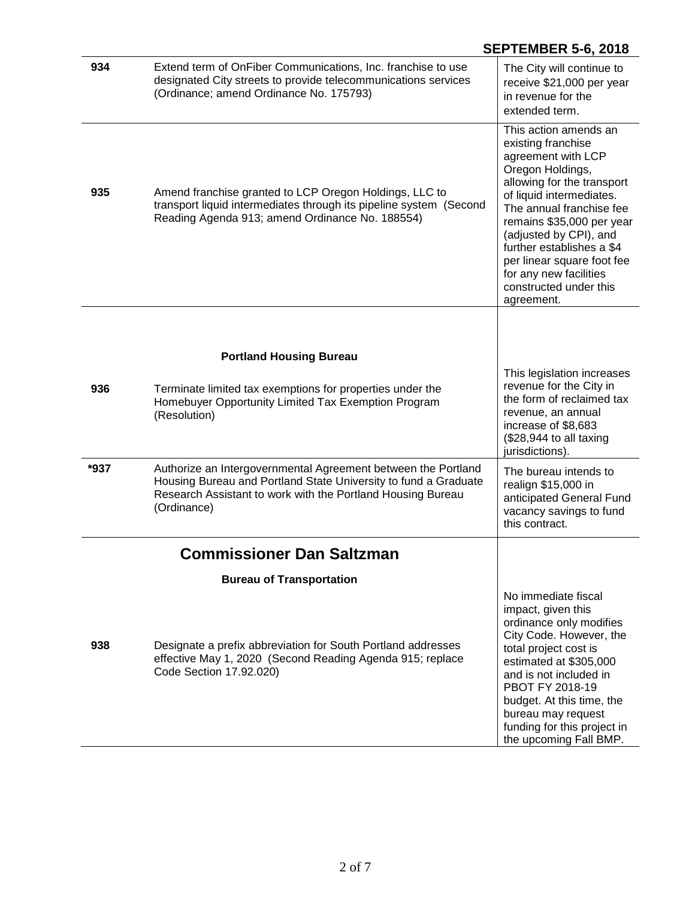**SEPTEMBER 5-6, 2018**

| | | |
|---|---|---|
| **934** | Extend term of OnFiber Communications, Inc. franchise to use designated City streets to provide telecommunications services (Ordinance; amend Ordinance No. 175793) | The City will continue to receive $21,000 per year in revenue for the extended term. |
| **935** | Amend franchise granted to LCP Oregon Holdings, LLC to transport liquid intermediates through its pipeline system (Second Reading Agenda 913; amend Ordinance No. 188554) | This action amends an existing franchise agreement with LCP Oregon Holdings, allowing for the transport of liquid intermediates. The annual franchise fee remains $35,000 per year (adjusted by CPI), and further establishes a $4 per linear square foot fee for any new facilities constructed under this agreement. |
| | **Portland Housing Bureau** | |
| **936** | Terminate limited tax exemptions for properties under the Homebuyer Opportunity Limited Tax Exemption Program (Resolution) | This legislation increases revenue for the City in the form of reclaimed tax revenue, an annual increase of $8,683 ($28,944 to all taxing jurisdictions). |
| **\*937** | Authorize an Intergovernmental Agreement between the Portland Housing Bureau and Portland State University to fund a Graduate Research Assistant to work with the Portland Housing Bureau (Ordinance) | The bureau intends to realign $15,000 in anticipated General Fund vacancy savings to fund this contract. |

## Commissioner Dan Saltzman

**Bureau of Transportation**

| | | |
|---|---|---|
| **938** | Designate a prefix abbreviation for South Portland addresses effective May 1, 2020 (Second Reading Agenda 915; replace Code Section 17.92.020) | No immediate fiscal impact, given this ordinance only modifies City Code. However, the total project cost is estimated at $305,000 and is not included in PBOT FY 2018-19 budget. At this time, the bureau may request funding for this project in the upcoming Fall BMP. |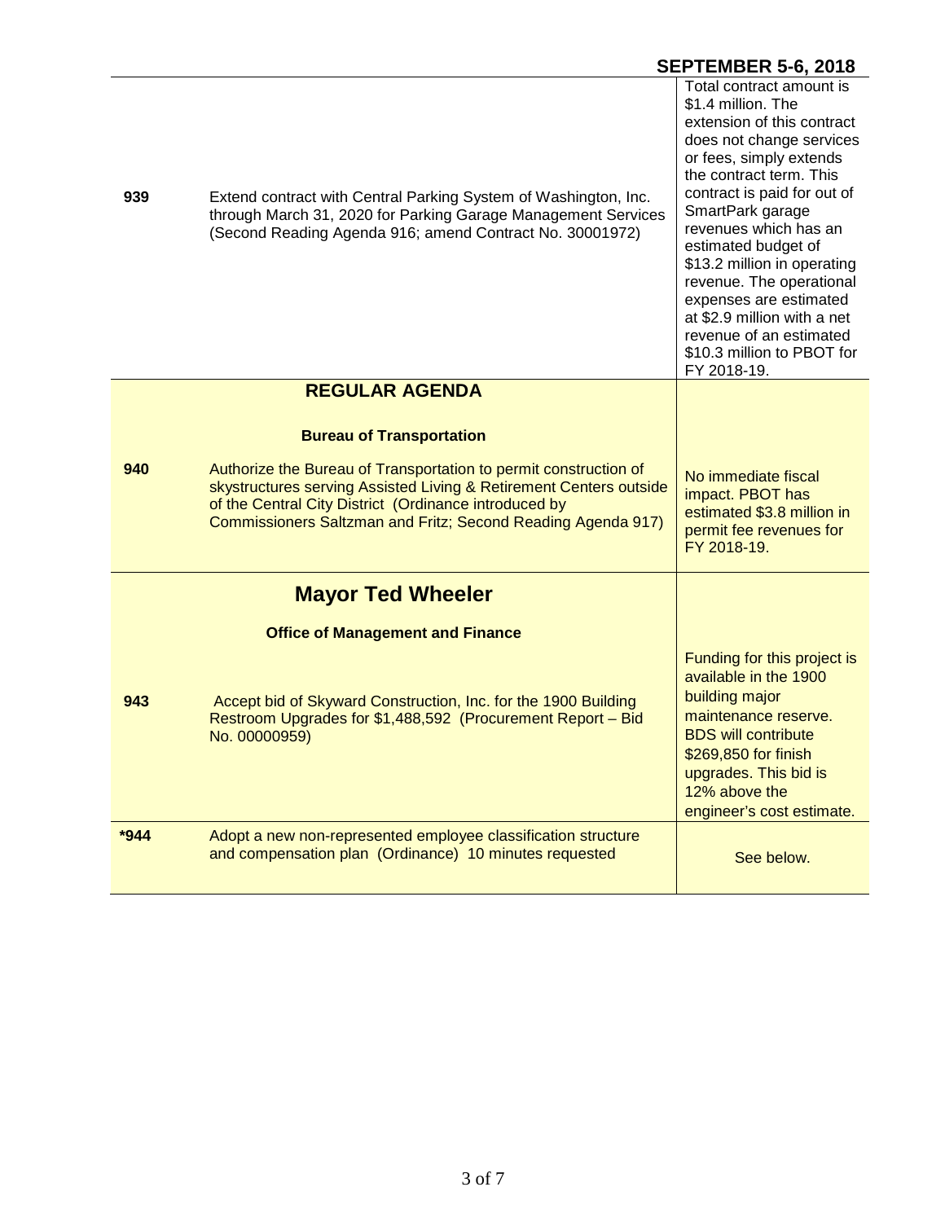**SEPTEMBER 5-6, 2018**

| | | |
|---|---|---|
| **939** | Extend contract with Central Parking System of Washington, Inc. through March 31, 2020 for Parking Garage Management Services (Second Reading Agenda 916; amend Contract No. 30001972) | Total contract amount is $1.4 million. The extension of this contract does not change services or fees, simply extends the contract term. This contract is paid for out of SmartPark garage revenues which has an estimated budget of $13.2 million in operating revenue. The operational expenses are estimated at $2.9 million with a net revenue of an estimated $10.3 million to PBOT for FY 2018-19. |
| | **REGULAR AGENDA** | |
| | **Bureau of Transportation** | |
| **940** | Authorize the Bureau of Transportation to permit construction of skystructures serving Assisted Living & Retirement Centers outside of the Central City District (Ordinance introduced by Commissioners Saltzman and Fritz; Second Reading Agenda 917) | No immediate fiscal impact. PBOT has estimated $3.8 million in permit fee revenues for FY 2018-19. |
| | **Mayor Ted Wheeler** | |
| | **Office of Management and Finance** | |
| **943** | Accept bid of Skyward Construction, Inc. for the 1900 Building Restroom Upgrades for $1,488,592 (Procurement Report – Bid No. 00000959) | Funding for this project is available in the 1900 building major maintenance reserve. BDS will contribute $269,850 for finish upgrades. This bid is 12% above the engineer's cost estimate. |
| **\*944** | Adopt a new non-represented employee classification structure and compensation plan (Ordinance) 10 minutes requested | See below. |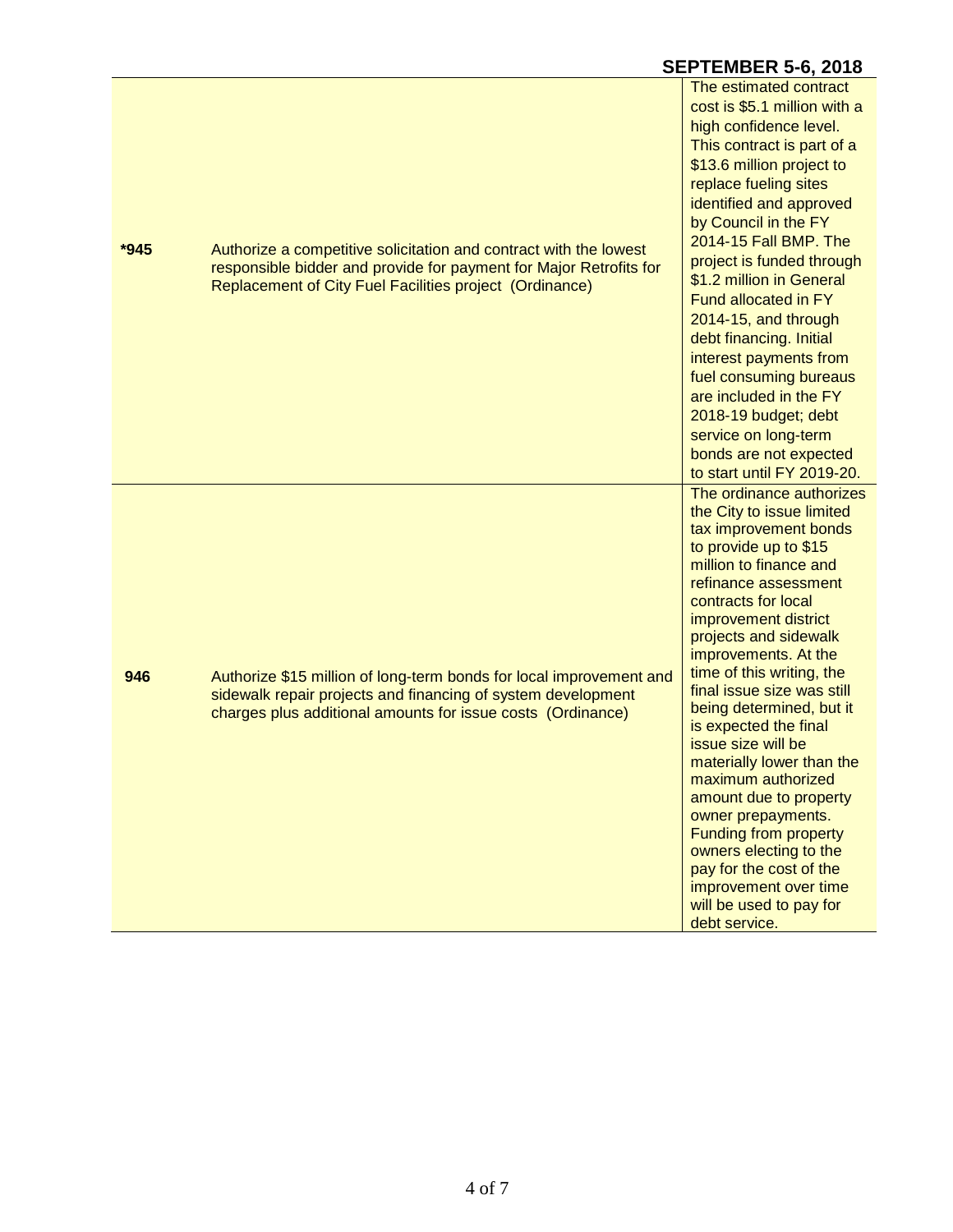**SEPTEMBER 5-6, 2018**

| | | |
|---|---|---|
| ***945** | Authorize a competitive solicitation and contract with the lowest responsible bidder and provide for payment for Major Retrofits for Replacement of City Fuel Facilities project (Ordinance) | The estimated contract cost is $5.1 million with a high confidence level. This contract is part of a $13.6 million project to replace fueling sites identified and approved by Council in the FY 2014-15 Fall BMP. The project is funded through $1.2 million in General Fund allocated in FY 2014-15, and through debt financing. Initial interest payments from fuel consuming bureaus are included in the FY 2018-19 budget; debt service on long-term bonds are not expected to start until FY 2019-20. |
| **946** | Authorize $15 million of long-term bonds for local improvement and sidewalk repair projects and financing of system development charges plus additional amounts for issue costs (Ordinance) | The ordinance authorizes the City to issue limited tax improvement bonds to provide up to $15 million to finance and refinance assessment contracts for local improvement district projects and sidewalk improvements. At the time of this writing, the final issue size was still being determined, but it is expected the final issue size will be materially lower than the maximum authorized amount due to property owner prepayments. Funding from property owners electing to the pay for the cost of the improvement over time will be used to pay for debt service. |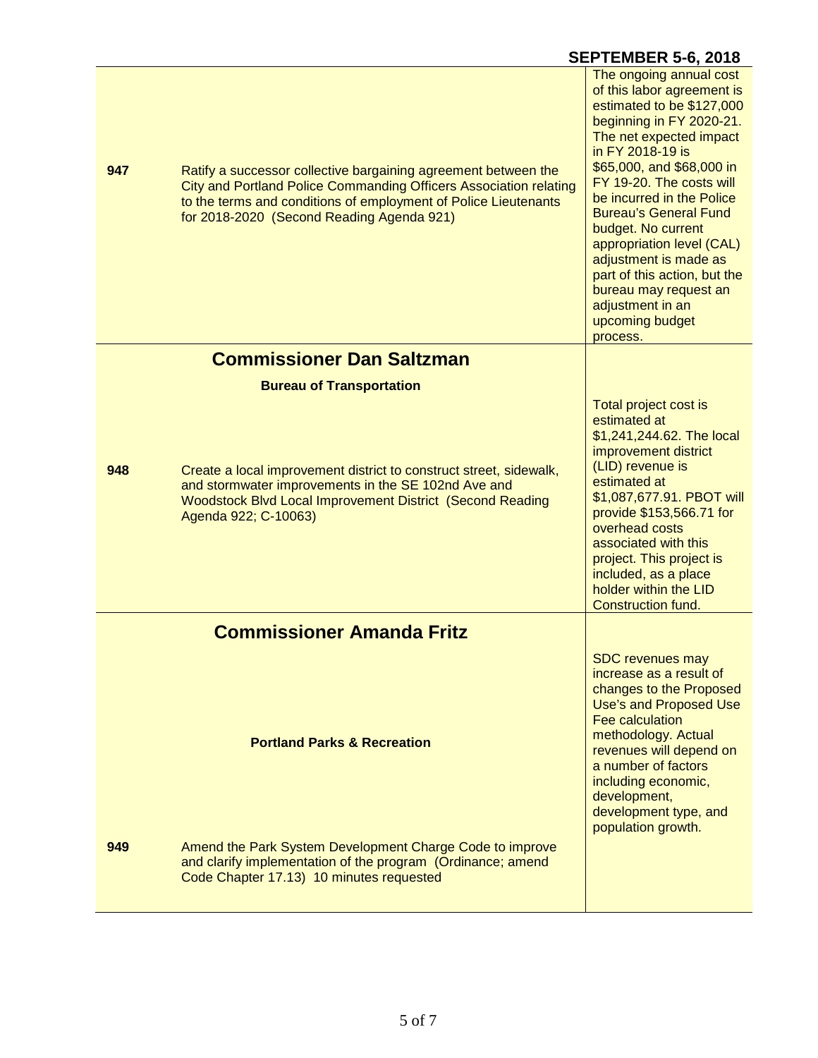**SEPTEMBER 5-6, 2018**

| | | |
|---|---|---|
| **947** | Ratify a successor collective bargaining agreement between the City and Portland Police Commanding Officers Association relating to the terms and conditions of employment of Police Lieutenants for 2018-2020 (Second Reading Agenda 921) | The ongoing annual cost of this labor agreement is estimated to be $127,000 beginning in FY 2020-21. The net expected impact in FY 2018-19 is $65,000, and $68,000 in FY 19-20. The costs will be incurred in the Police Bureau's General Fund budget. No current appropriation level (CAL) adjustment is made as part of this action, but the bureau may request an adjustment in an upcoming budget process. |

## Commissioner Dan Saltzman

### Bureau of Transportation

| | | |
|---|---|---|
| **948** | Create a local improvement district to construct street, sidewalk, and stormwater improvements in the SE 102nd Ave and Woodstock Blvd Local Improvement District (Second Reading Agenda 922; C-10063) | Total project cost is estimated at $1,241,244.62. The local improvement district (LID) revenue is estimated at $1,087,677.91. PBOT will provide $153,566.71 for overhead costs associated with this project. This project is included, as a place holder within the LID Construction fund. |

## Commissioner Amanda Fritz

### Portland Parks & Recreation

| | | |
|---|---|---|
| **949** | Amend the Park System Development Charge Code to improve and clarify implementation of the program (Ordinance; amend Code Chapter 17.13) 10 minutes requested | SDC revenues may increase as a result of changes to the Proposed Use's and Proposed Use Fee calculation methodology. Actual revenues will depend on a number of factors including economic, development, development type, and population growth. |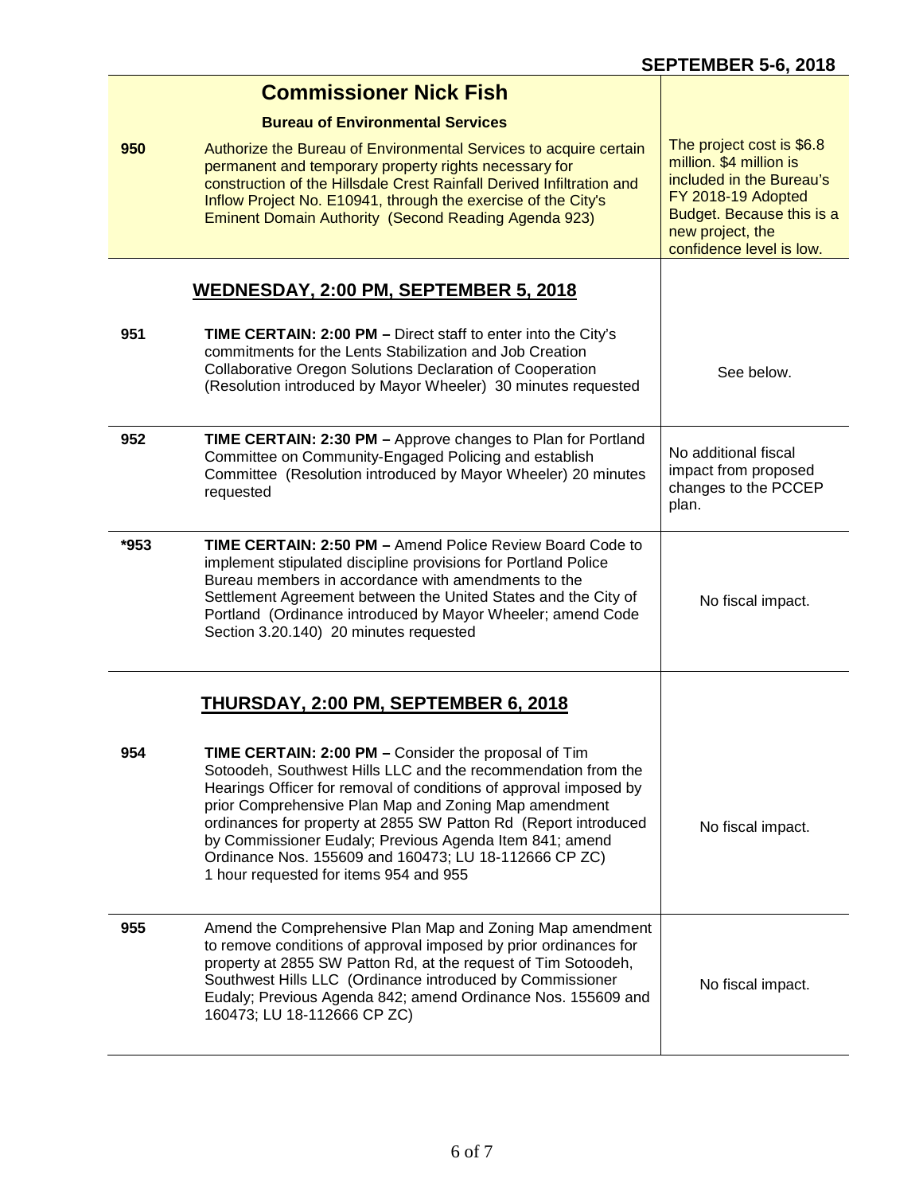**SEPTEMBER 5-6, 2018**

| | | |
|---|---|---|
| | **Commissioner Nick Fish** | |
| | **Bureau of Environmental Services** | |
| **950** | Authorize the Bureau of Environmental Services to acquire certain permanent and temporary property rights necessary for construction of the Hillsdale Crest Rainfall Derived Infiltration and Inflow Project No. E10941, through the exercise of the City's Eminent Domain Authority (Second Reading Agenda 923) | The project cost is $6.8 million. $4 million is included in the Bureau's FY 2018-19 Adopted Budget. Because this is a new project, the confidence level is low. |
| | **WEDNESDAY, 2:00 PM, SEPTEMBER 5, 2018** | |
| **951** | **TIME CERTAIN: 2:00 PM –** Direct staff to enter into the City's commitments for the Lents Stabilization and Job Creation Collaborative Oregon Solutions Declaration of Cooperation (Resolution introduced by Mayor Wheeler) 30 minutes requested | See below. |
| **952** | **TIME CERTAIN: 2:30 PM –** Approve changes to Plan for Portland Committee on Community-Engaged Policing and establish Committee (Resolution introduced by Mayor Wheeler) 20 minutes requested | No additional fiscal impact from proposed changes to the PCCEP plan. |
| **\*953** | **TIME CERTAIN: 2:50 PM –** Amend Police Review Board Code to implement stipulated discipline provisions for Portland Police Bureau members in accordance with amendments to the Settlement Agreement between the United States and the City of Portland (Ordinance introduced by Mayor Wheeler; amend Code Section 3.20.140) 20 minutes requested | No fiscal impact. |
| | **THURSDAY, 2:00 PM, SEPTEMBER 6, 2018** | |
| **954** | **TIME CERTAIN: 2:00 PM –** Consider the proposal of Tim Sotoodeh, Southwest Hills LLC and the recommendation from the Hearings Officer for removal of conditions of approval imposed by prior Comprehensive Plan Map and Zoning Map amendment ordinances for property at 2855 SW Patton Rd (Report introduced by Commissioner Eudaly; Previous Agenda Item 841; amend Ordinance Nos. 155609 and 160473; LU 18-112666 CP ZC) 1 hour requested for items 954 and 955 | No fiscal impact. |
| **955** | Amend the Comprehensive Plan Map and Zoning Map amendment to remove conditions of approval imposed by prior ordinances for property at 2855 SW Patton Rd, at the request of Tim Sotoodeh, Southwest Hills LLC (Ordinance introduced by Commissioner Eudaly; Previous Agenda 842; amend Ordinance Nos. 155609 and 160473; LU 18-112666 CP ZC) | No fiscal impact. |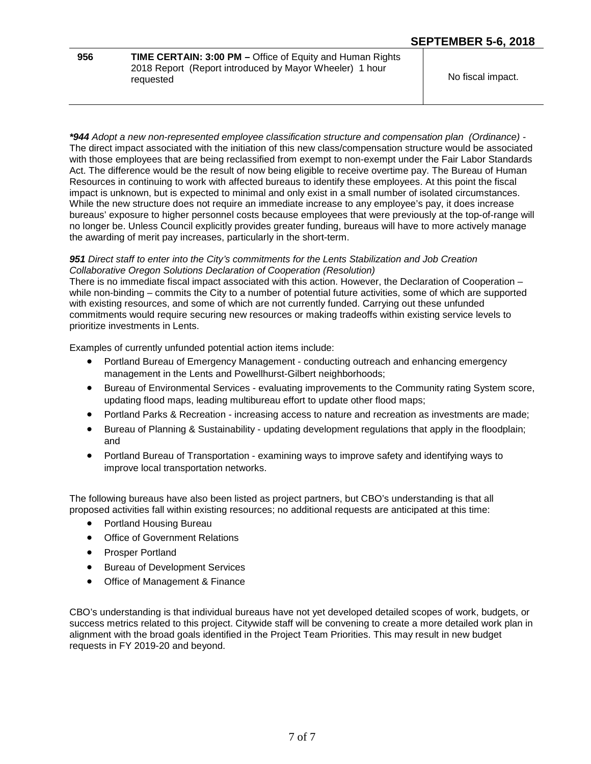## SEPTEMBER 5-6, 2018

| | | |
|---|---|---|
| **956** | **TIME CERTAIN: 3:00 PM –** Office of Equity and Human Rights 2018 Report (Report introduced by Mayor Wheeler) 1 hour requested | No fiscal impact. |

***944** *Adopt a new non-represented employee classification structure and compensation plan (Ordinance)* - The direct impact associated with the initiation of this new class/compensation structure would be associated with those employees that are being reclassified from exempt to non-exempt under the Fair Labor Standards Act. The difference would be the result of now being eligible to receive overtime pay. The Bureau of Human Resources in continuing to work with affected bureaus to identify these employees. At this point the fiscal impact is unknown, but is expected to minimal and only exist in a small number of isolated circumstances. While the new structure does not require an immediate increase to any employee's pay, it does increase bureaus' exposure to higher personnel costs because employees that were previously at the top-of-range will no longer be. Unless Council explicitly provides greater funding, bureaus will have to more actively manage the awarding of merit pay increases, particularly in the short-term.

***951** *Direct staff to enter into the City's commitments for the Lents Stabilization and Job Creation Collaborative Oregon Solutions Declaration of Cooperation (Resolution)*
There is no immediate fiscal impact associated with this action. However, the Declaration of Cooperation – while non-binding – commits the City to a number of potential future activities, some of which are supported with existing resources, and some of which are not currently funded. Carrying out these unfunded commitments would require securing new resources or making tradeoffs within existing service levels to prioritize investments in Lents.

Examples of currently unfunded potential action items include:

- Portland Bureau of Emergency Management - conducting outreach and enhancing emergency management in the Lents and Powellhurst-Gilbert neighborhoods;
- Bureau of Environmental Services - evaluating improvements to the Community rating System score, updating flood maps, leading multibureau effort to update other flood maps;
- Portland Parks & Recreation - increasing access to nature and recreation as investments are made;
- Bureau of Planning & Sustainability - updating development regulations that apply in the floodplain; and
- Portland Bureau of Transportation - examining ways to improve safety and identifying ways to improve local transportation networks.

The following bureaus have also been listed as project partners, but CBO's understanding is that all proposed activities fall within existing resources; no additional requests are anticipated at this time:

- Portland Housing Bureau
- Office of Government Relations
- Prosper Portland
- Bureau of Development Services
- Office of Management & Finance

CBO's understanding is that individual bureaus have not yet developed detailed scopes of work, budgets, or success metrics related to this project. Citywide staff will be convening to create a more detailed work plan in alignment with the broad goals identified in the Project Team Priorities. This may result in new budget requests in FY 2019-20 and beyond.